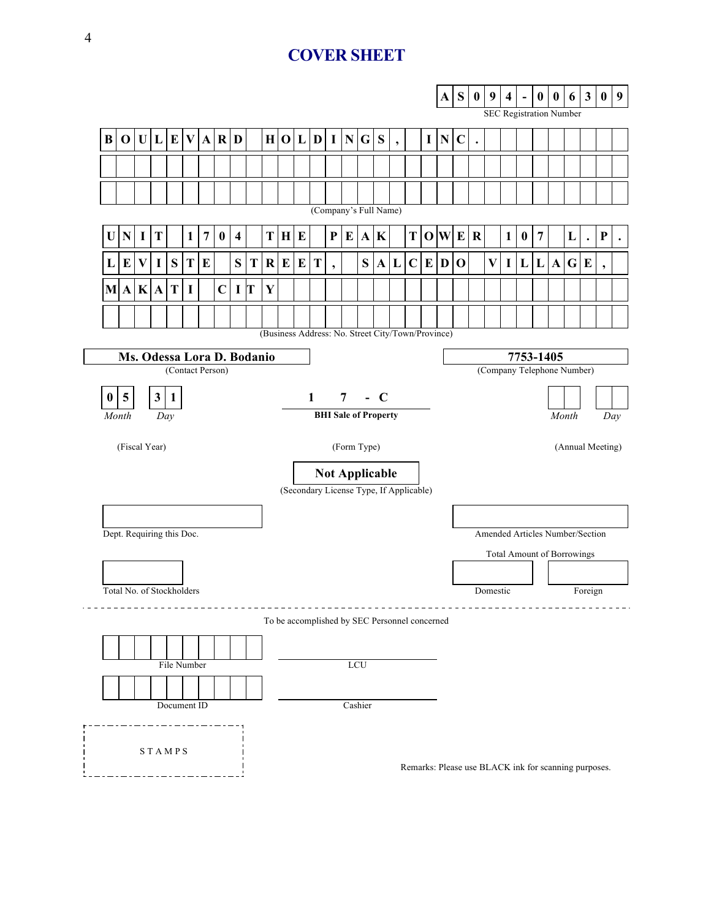# COVER SHEET

**AS094-006309**
SEC Registration Number

**BOULEVARD HOLDINGS, INC.**
(Company's Full Name)

**UNIT 1704 THE PEAK TOWER 107 L.P. LEVISTE STREET, SALCEDO VILLAGE, MAKATI CITY**
(Business Address: No. Street City/Town/Province)

**Ms. Odessa Lora D. Bodanio**
(Contact Person)

**7753-1405**
(Company Telephone Number)

| **05** | **31** | **17-C** | | |
|---|---|---|---|---|
| *Month* | *Day* | **BHI Sale of Property** | *Month* | *Day* |
| (Fiscal Year) | | (Form Type) | (Annual Meeting) | |

**Not Applicable**
(Secondary License Type, If Applicable)

Dept. Requiring this Doc.

Amended Articles Number/Section

Total Amount of Borrowings

Total No. of Stockholders

Domestic

Foreign

---

To be accomplished by SEC Personnel concerned

File Number

LCU

Document ID

Cashier

STAMPS

Remarks: Please use BLACK ink for scanning purposes.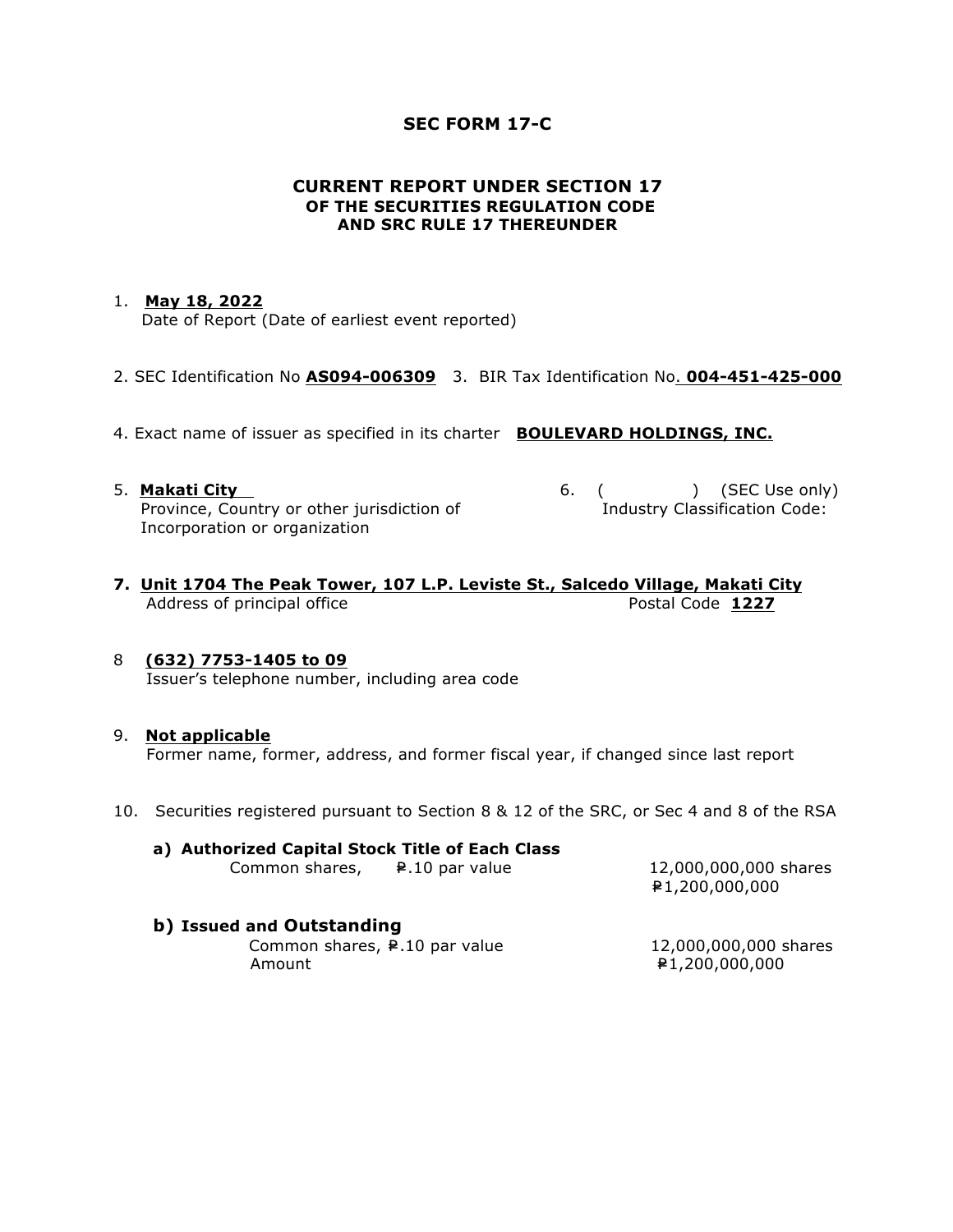# SEC FORM 17-C

## CURRENT REPORT UNDER SECTION 17
### OF THE SECURITIES REGULATION CODE
### AND SRC RULE 17 THEREUNDER

1. **May 18, 2022**
   Date of Report (Date of earliest event reported)

2. SEC Identification No **AS094-006309** 3. BIR Tax Identification No. **004-451-425-000**

4. Exact name of issuer as specified in its charter **BOULEVARD HOLDINGS, INC.**

5. **Makati City**
   Province, Country or other jurisdiction of Incorporation or organization

6. ( ) (SEC Use only)
   Industry Classification Code:

7. **Unit 1704 The Peak Tower, 107 L.P. Leviste St., Salcedo Village, Makati City**
   Address of principal office Postal Code **1227**

8. **(632) 7753-1405 to 09**
   Issuer's telephone number, including area code

9. **Not applicable**
   Former name, former, address, and former fiscal year, if changed since last report

10. Securities registered pursuant to Section 8 & 12 of the SRC, or Sec 4 and 8 of the RSA

    **a) Authorized Capital Stock Title of Each Class**

    | | |
    |---|---|
    | Common shares, ₱.10 par value | 12,000,000,000 shares |
    | | ₱1,200,000,000 |

    **b) Issued and Outstanding**

    | | |
    |---|---|
    | Common shares, ₱.10 par value | 12,000,000,000 shares |
    | Amount | ₱1,200,000,000 |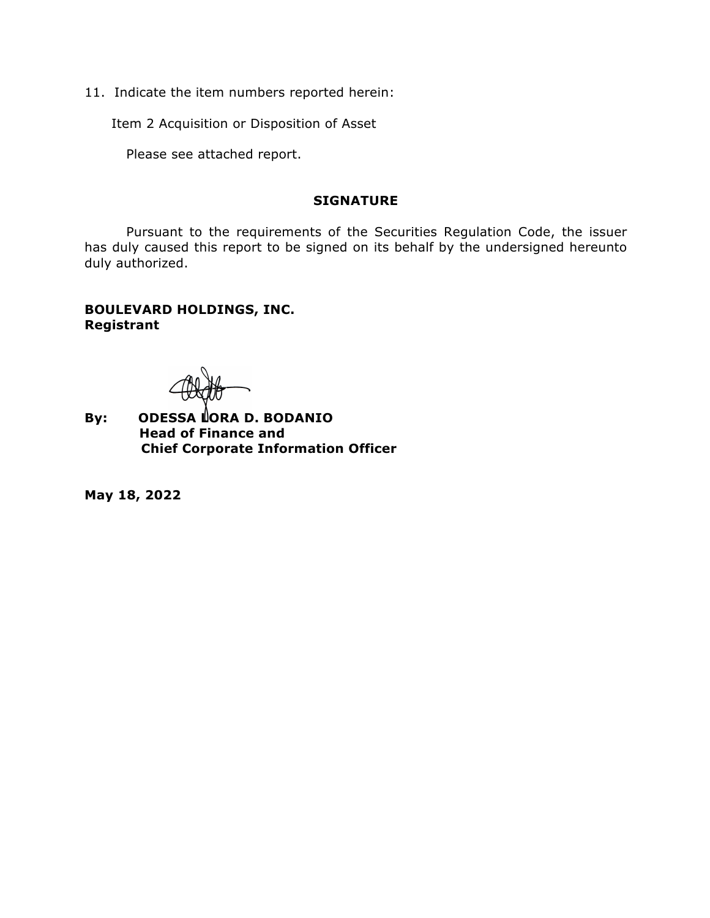11. Indicate the item numbers reported herein:

Item 2 Acquisition or Disposition of Asset

Please see attached report.

**SIGNATURE**

Pursuant to the requirements of the Securities Regulation Code, the issuer has duly caused this report to be signed on its behalf by the undersigned hereunto duly authorized.

**BOULEVARD HOLDINGS, INC.**
**Registrant**

**By: ODESSA LORA D. BODANIO**
**Head of Finance and**
**Chief Corporate Information Officer**

**May 18, 2022**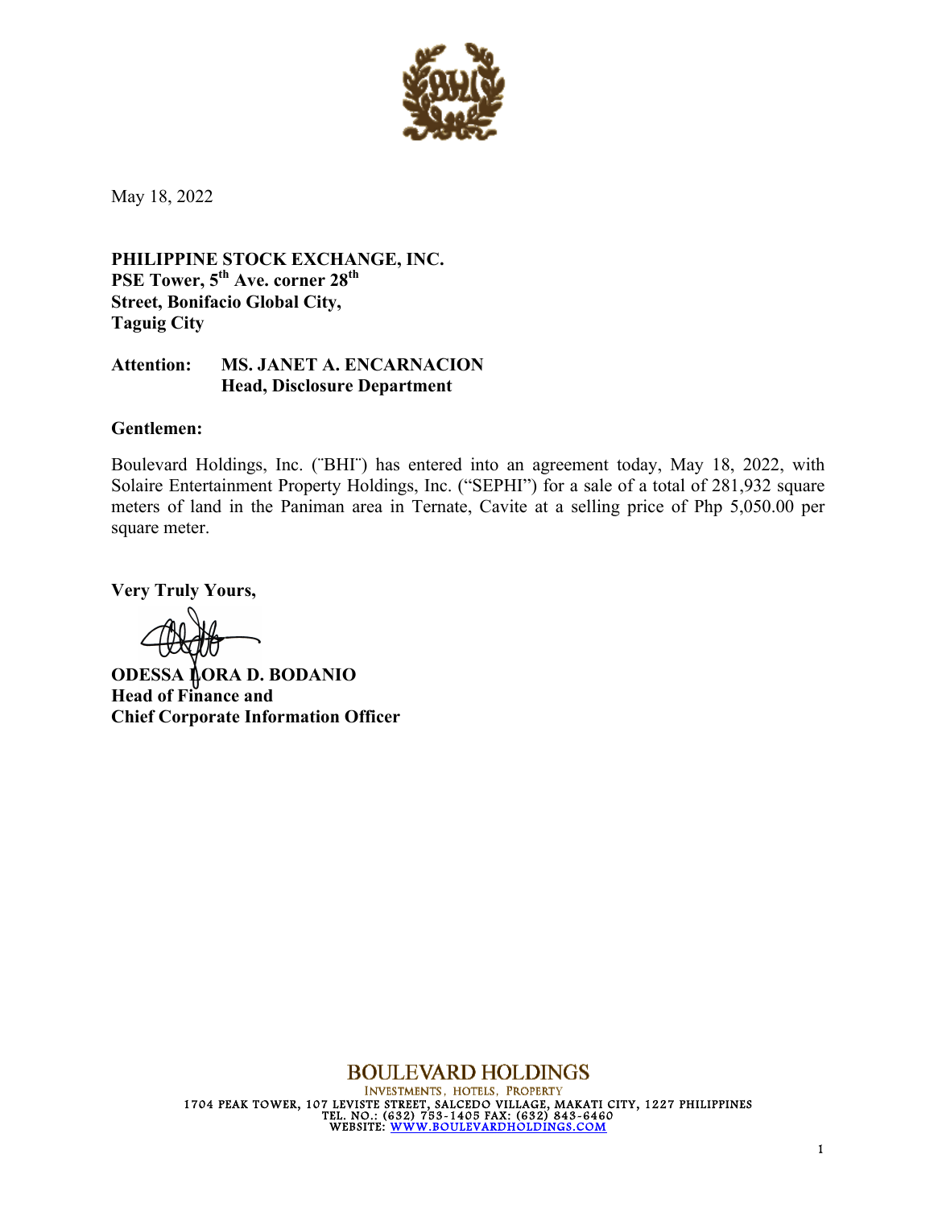May 18, 2022

**PHILIPPINE STOCK EXCHANGE, INC.**
**PSE Tower, 5th Ave. corner 28th**
**Street, Bonifacio Global City,**
**Taguig City**

**Attention: MS. JANET A. ENCARNACION**
**Head, Disclosure Department**

**Gentlemen:**

Boulevard Holdings, Inc. (¨BHI¨) has entered into an agreement today, May 18, 2022, with Solaire Entertainment Property Holdings, Inc. ("SEPHI") for a sale of a total of 281,932 square meters of land in the Paniman area in Ternate, Cavite at a selling price of Php 5,050.00 per square meter.

**Very Truly Yours,**

**ODESSA LORA D. BODANIO**
**Head of Finance and**
**Chief Corporate Information Officer**

BOULEVARD HOLDINGS
INVESTMENTS, HOTELS, PROPERTY
1704 PEAK TOWER, 107 LEVISTE STREET, SALCEDO VILLAGE, MAKATI CITY, 1227 PHILIPPINES
TEL. NO.: (632) 753-1405 FAX: (632) 843-6460
WEBSITE: WWW.BOULEVARDHOLDINGS.COM